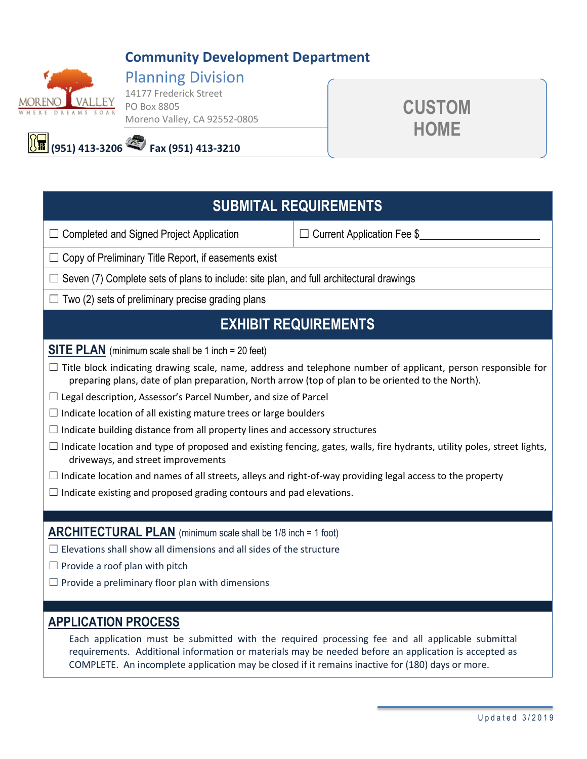# Community Development Department

## Planning Division

14177 Frederick Street
PO Box 8805
Moreno Valley, CA 92552-0805

(951) 413-3206 Fax (951) 413-3210

**CUSTOM HOME**

## SUBMITAL REQUIREMENTS

- ☐ Completed and Signed Project Application
- ☐ Current Application Fee $__________
- ☐ Copy of Preliminary Title Report, if easements exist
- ☐ Seven (7) Complete sets of plans to include: site plan, and full architectural drawings
- ☐ Two (2) sets of preliminary precise grading plans

## EXHIBIT REQUIREMENTS

### SITE PLAN (minimum scale shall be 1 inch = 20 feet)

- ☐ Title block indicating drawing scale, name, address and telephone number of applicant, person responsible for preparing plans, date of plan preparation, North arrow (top of plan to be oriented to the North).
- ☐ Legal description, Assessor's Parcel Number, and size of Parcel
- ☐ Indicate location of all existing mature trees or large boulders
- ☐ Indicate building distance from all property lines and accessory structures
- ☐ Indicate location and type of proposed and existing fencing, gates, walls, fire hydrants, utility poles, street lights, driveways, and street improvements
- ☐ Indicate location and names of all streets, alleys and right-of-way providing legal access to the property
- ☐ Indicate existing and proposed grading contours and pad elevations.

### ARCHITECTURAL PLAN (minimum scale shall be 1/8 inch = 1 foot)

- ☐ Elevations shall show all dimensions and all sides of the structure
- ☐ Provide a roof plan with pitch
- ☐ Provide a preliminary floor plan with dimensions

### APPLICATION PROCESS

Each application must be submitted with the required processing fee and all applicable submittal requirements. Additional information or materials may be needed before an application is accepted as COMPLETE. An incomplete application may be closed if it remains inactive for (180) days or more.

Updated 3/2019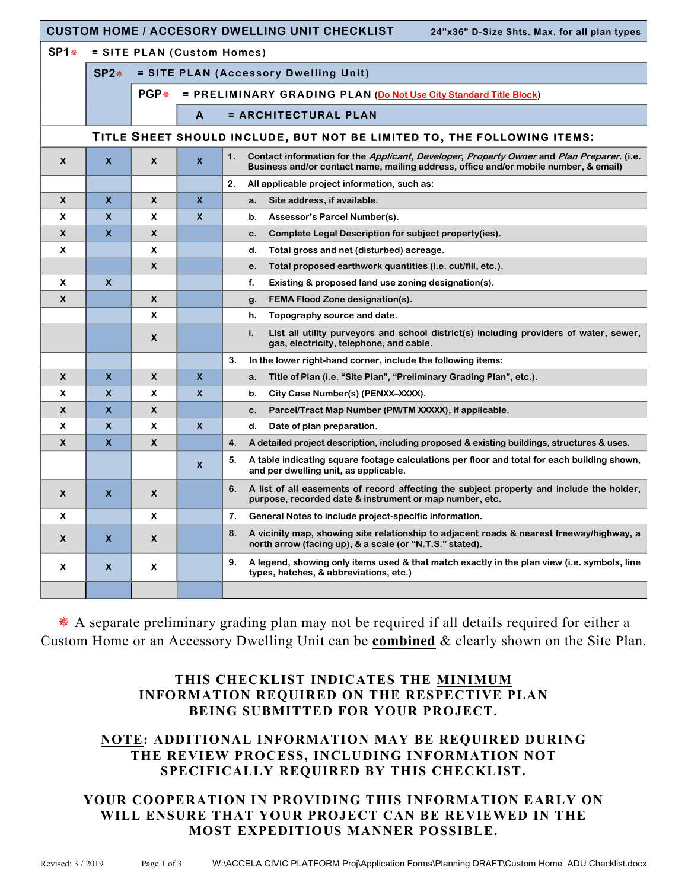| SP1❋ | SP2❋ | PGP❋ | A | CUSTOM HOME / ACCESORY DWELLING UNIT CHECKLIST — 24"x36" D-Size Shts. Max. for all plan types |
|---|---|---|---|---|
| | | | | SP1❋ = SITE PLAN (Custom Homes) |
| | | | | SP2❋ = SITE PLAN (Accessory Dwelling Unit) |
| | | | | PGP❋ = PRELIMINARY GRADING PLAN (Do Not Use City Standard Title Block) |
| | | | | A = ARCHITECTURAL PLAN |
| | | | | **TITLE SHEET SHOULD INCLUDE, BUT NOT BE LIMITED TO, THE FOLLOWING ITEMS:** |
| X | X | X | X | 1. Contact information for the *Applicant*, *Developer*, *Property Owner* and *Plan Preparer*. (i.e. Business and/or contact name, mailing address, office and/or mobile number, & email) |
| | | | | 2. All applicable project information, such as: |
| X | X | X | X | a. Site address, if available. |
| X | X | X | X | b. Assessor's Parcel Number(s). |
| X | X | X | | c. Complete Legal Description for subject property(ies). |
| X | | X | | d. Total gross and net (disturbed) acreage. |
| | | X | | e. Total proposed earthwork quantities (i.e. cut/fill, etc.). |
| X | X | | | f. Existing & proposed land use zoning designation(s). |
| X | | X | | g. FEMA Flood Zone designation(s). |
| | | X | | h. Topography source and date. |
| | | X | | i. List all utility purveyors and school district(s) including providers of water, sewer, gas, electricity, telephone, and cable. |
| | | | | 3. In the lower right-hand corner, include the following items: |
| X | X | X | X | a. Title of Plan (i.e. "Site Plan", "Preliminary Grading Plan", etc.). |
| X | X | X | X | b. City Case Number(s) (PENXX–XXXX). |
| X | X | X | | c. Parcel/Tract Map Number (PM/TM XXXXX), if applicable. |
| X | X | X | X | d. Date of plan preparation. |
| X | X | X | | 4. A detailed project description, including proposed & existing buildings, structures & uses. |
| | | | X | 5. A table indicating square footage calculations per floor and total for each building shown, and per dwelling unit, as applicable. |
| X | X | X | | 6. A list of all easements of record affecting the subject property and include the holder, purpose, recorded date & instrument or map number, etc. |
| X | | X | | 7. General Notes to include project-specific information. |
| X | X | X | | 8. A vicinity map, showing site relationship to adjacent roads & nearest freeway/highway, a north arrow (facing up), & a scale (or "N.T.S." stated). |
| X | X | X | | 9. A legend, showing only items used & that match exactly in the plan view (i.e. symbols, line types, hatches, & abbreviations, etc.) |
| | | | | |

❋ A separate preliminary grading plan may not be required if all details required for either a Custom Home or an Accessory Dwelling Unit can be **combined** & clearly shown on the Site Plan.

**THIS CHECKLIST INDICATES THE MINIMUM INFORMATION REQUIRED ON THE RESPECTIVE PLAN BEING SUBMITTED FOR YOUR PROJECT.**

**NOTE: ADDITIONAL INFORMATION MAY BE REQUIRED DURING THE REVIEW PROCESS, INCLUDING INFORMATION NOT SPECIFICALLY REQUIRED BY THIS CHECKLIST.**

**YOUR COOPERATION IN PROVIDING THIS INFORMATION EARLY ON WILL ENSURE THAT YOUR PROJECT CAN BE REVIEWED IN THE MOST EXPEDITIOUS MANNER POSSIBLE.**

Revised: 3 / 2019 W:\ACCELA CIVIC PLATFORM Proj\Application Forms\Planning DRAFT\Custom Home_ADU Checklist.docx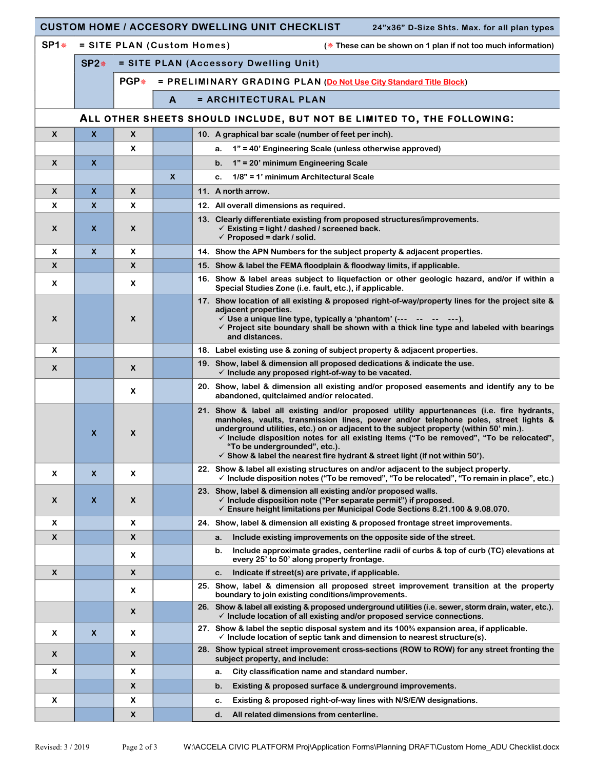# CUSTOM HOME / ACCESORY DWELLING UNIT CHECKLIST

**24"x36" D-Size Shts. Max. for all plan types**

- **SP1*** = SITE PLAN (Custom Homes) (* These can be shown on 1 plan if not too much information)
- **SP2*** = SITE PLAN (Accessory Dwelling Unit)
- **PGP*** = PRELIMINARY GRADING PLAN (Do Not Use City Standard Title Block)
- **A** = ARCHITECTURAL PLAN

## ALL OTHER SHEETS SHOULD INCLUDE, BUT NOT BE LIMITED TO, THE FOLLOWING:

| SP1 | SP2 | PGP | A | Item |
|---|---|---|---|---|
| X | X | X | | 10. A graphical bar scale (number of feet per inch). |
| | | X | | a. 1" = 40' Engineering Scale (unless otherwise approved) |
| X | X | | | b. 1" = 20' minimum Engineering Scale |
| | | | X | c. 1/8" = 1' minimum Architectural Scale |
| X | X | X | | 11. A north arrow. |
| X | X | X | | 12. All overall dimensions as required. |
| X | X | X | | 13. Clearly differentiate existing from proposed structures/improvements. ✓ Existing = light / dashed / screened back. ✓ Proposed = dark / solid. |
| X | X | X | | 14. Show the APN Numbers for the subject property & adjacent properties. |
| X | | X | | 15. Show & label the FEMA floodplain & floodway limits, if applicable. |
| X | | X | | 16. Show & label areas subject to liquefaction or other geologic hazard, and/or if within a Special Studies Zone (i.e. fault, etc.), if applicable. |
| X | | X | | 17. Show location of all existing & proposed right-of-way/property lines for the project site & adjacent properties. ✓ Use a unique line type, typically a 'phantom' (--- -- -- ---). ✓ Project site boundary shall be shown with a thick line type and labeled with bearings and distances. |
| X | | | | 18. Label existing use & zoning of subject property & adjacent properties. |
| X | | X | | 19. Show, label & dimension all proposed dedications & indicate the use. ✓ Include any proposed right-of-way to be vacated. |
| | | X | | 20. Show, label & dimension all existing and/or proposed easements and identify any to be abandoned, quitclaimed and/or relocated. |
| | X | X | | 21. Show & label all existing and/or proposed utility appurtenances (i.e. fire hydrants, manholes, vaults, transmission lines, power and/or telephone poles, street lights & underground utilities, etc.) on or adjacent to the subject property (within 50' min.). ✓ Include disposition notes for all existing items ("To be removed", "To be relocated", "To be undergrounded", etc.). ✓ Show & label the nearest fire hydrant & street light (if not within 50'). |
| X | X | X | | 22. Show & label all existing structures on and/or adjacent to the subject property. ✓ Include disposition notes ("To be removed", "To be relocated", "To remain in place", etc.) |
| X | X | X | | 23. Show, label & dimension all existing and/or proposed walls. ✓ Include disposition note ("Per separate permit") if proposed. ✓ Ensure height limitations per Municipal Code Sections 8.21.100 & 9.08.070. |
| X | | X | | 24. Show, label & dimension all existing & proposed frontage street improvements. |
| X | | X | | a. Include existing improvements on the opposite side of the street. |
| | | X | | b. Include approximate grades, centerline radii of curbs & top of curb (TC) elevations at every 25' to 50' along property frontage. |
| X | | X | | c. Indicate if street(s) are private, if applicable. |
| | | X | | 25. Show, label & dimension all proposed street improvement transition at the property boundary to join existing conditions/improvements. |
| | | X | | 26. Show & label all existing & proposed underground utilities (i.e. sewer, storm drain, water, etc.). ✓ Include location of all existing and/or proposed service connections. |
| X | X | X | | 27. Show & label the septic disposal system and its 100% expansion area, if applicable. ✓ Include location of septic tank and dimension to nearest structure(s). |
| X | | X | | 28. Show typical street improvement cross-sections (ROW to ROW) for any street fronting the subject property, and include: |
| X | | X | | a. City classification name and standard number. |
| | | X | | b. Existing & proposed surface & underground improvements. |
| X | | X | | c. Existing & proposed right-of-way lines with N/S/E/W designations. |
| | | X | | d. All related dimensions from centerline. |

Revised: 3 / 2019 W:\ACCELA CIVIC PLATFORM Proj\Application Forms\Planning DRAFT\Custom Home_ADU Checklist.docx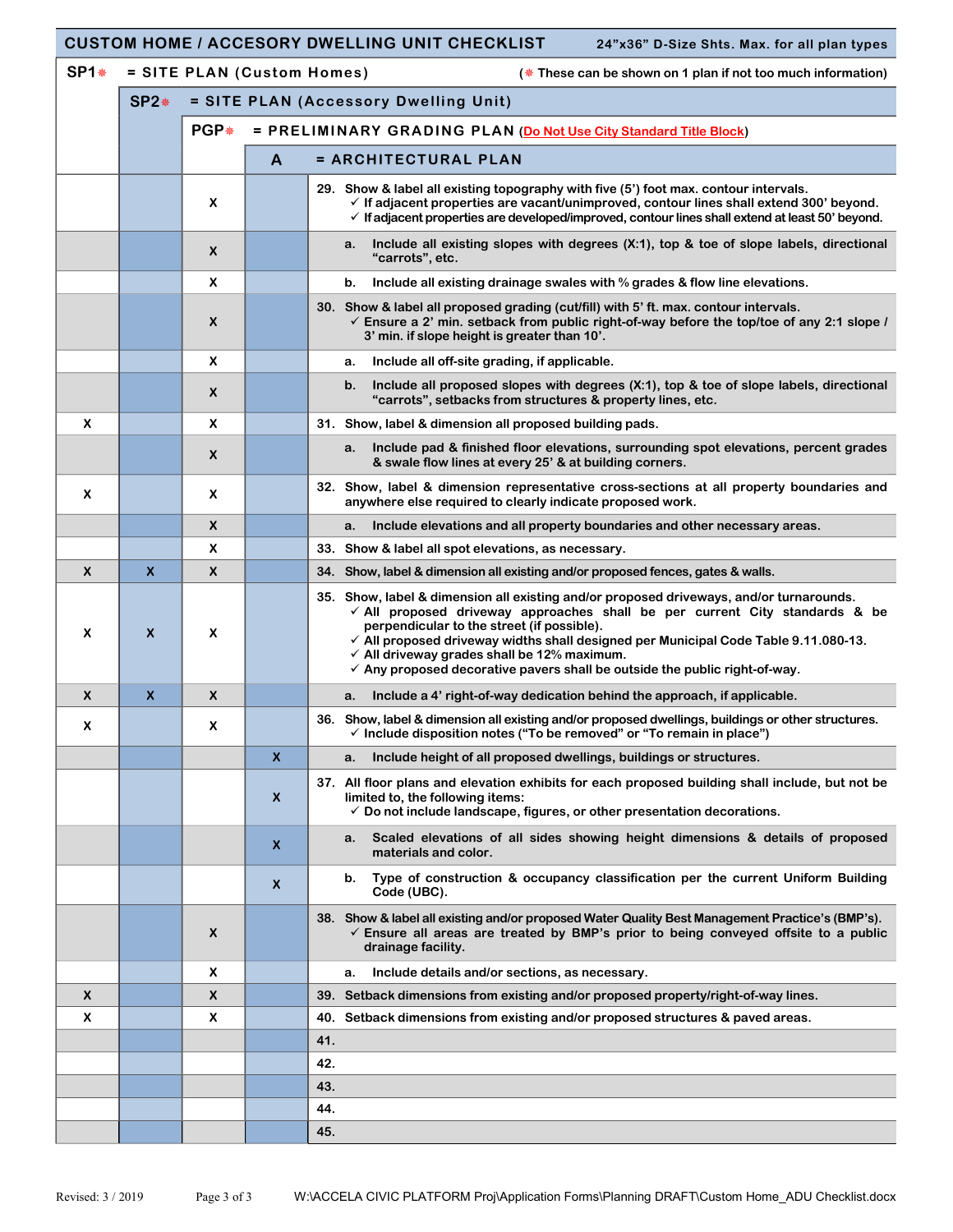# CUSTOM HOME / ACCESORY DWELLING UNIT CHECKLIST

24"x36" D-Size Shts. Max. for all plan types

**SP1*** = SITE PLAN (Custom Homes) (* These can be shown on 1 plan if not too much information)

**SP2*** = SITE PLAN (Accessory Dwelling Unit)

**PGP*** = PRELIMINARY GRADING PLAN (Do Not Use City Standard Title Block)

**A** = ARCHITECTURAL PLAN

| SP1 | SP2 | PGP | A | Item |
|---|---|---|---|---|
| | | X | | 29. Show & label all existing topography with five (5') foot max. contour intervals.<br>✓ If adjacent properties are vacant/unimproved, contour lines shall extend 300' beyond.<br>✓ If adjacent properties are developed/improved, contour lines shall extend at least 50' beyond. |
| | | X | | a. Include all existing slopes with degrees (X:1), top & toe of slope labels, directional "carrots", etc. |
| | | X | | b. Include all existing drainage swales with % grades & flow line elevations. |
| | | X | | 30. Show & label all proposed grading (cut/fill) with 5' ft. max. contour intervals.<br>✓ Ensure a 2' min. setback from public right-of-way before the top/toe of any 2:1 slope / 3' min. if slope height is greater than 10'. |
| | | X | | a. Include all off-site grading, if applicable. |
| | | X | | b. Include all proposed slopes with degrees (X:1), top & toe of slope labels, directional "carrots", setbacks from structures & property lines, etc. |
| X | | X | | 31. Show, label & dimension all proposed building pads. |
| | | X | | a. Include pad & finished floor elevations, surrounding spot elevations, percent grades & swale flow lines at every 25' & at building corners. |
| X | | X | | 32. Show, label & dimension representative cross-sections at all property boundaries and anywhere else required to clearly indicate proposed work. |
| | | X | | a. Include elevations and all property boundaries and other necessary areas. |
| | | X | | 33. Show & label all spot elevations, as necessary. |
| X | X | X | | 34. Show, label & dimension all existing and/or proposed fences, gates & walls. |
| X | X | X | | 35. Show, label & dimension all existing and/or proposed driveways, and/or turnarounds.<br>✓ All proposed driveway approaches shall be per current City standards & be perpendicular to the street (if possible).<br>✓ All proposed driveway widths shall designed per Municipal Code Table 9.11.080-13.<br>✓ All driveway grades shall be 12% maximum.<br>✓ Any proposed decorative pavers shall be outside the public right-of-way. |
| X | X | X | | a. Include a 4' right-of-way dedication behind the approach, if applicable. |
| X | | X | | 36. Show, label & dimension all existing and/or proposed dwellings, buildings or other structures.<br>✓ Include disposition notes ("To be removed" or "To remain in place") |
| | | | X | a. Include height of all proposed dwellings, buildings or structures. |
| | | | X | 37. All floor plans and elevation exhibits for each proposed building shall include, but not be limited to, the following items:<br>✓ Do not include landscape, figures, or other presentation decorations. |
| | | | X | a. Scaled elevations of all sides showing height dimensions & details of proposed materials and color. |
| | | | X | b. Type of construction & occupancy classification per the current Uniform Building Code (UBC). |
| | | X | | 38. Show & label all existing and/or proposed Water Quality Best Management Practice's (BMP's).<br>✓ Ensure all areas are treated by BMP's prior to being conveyed offsite to a public drainage facility. |
| | | X | | a. Include details and/or sections, as necessary. |
| X | | X | | 39. Setback dimensions from existing and/or proposed property/right-of-way lines. |
| X | | X | | 40. Setback dimensions from existing and/or proposed structures & paved areas. |
| | | | | 41. |
| | | | | 42. |
| | | | | 43. |
| | | | | 44. |
| | | | | 45. |

Revised: 3 / 2019 W:\ACCELA CIVIC PLATFORM Proj\Application Forms\Planning DRAFT\Custom Home_ADU Checklist.docx